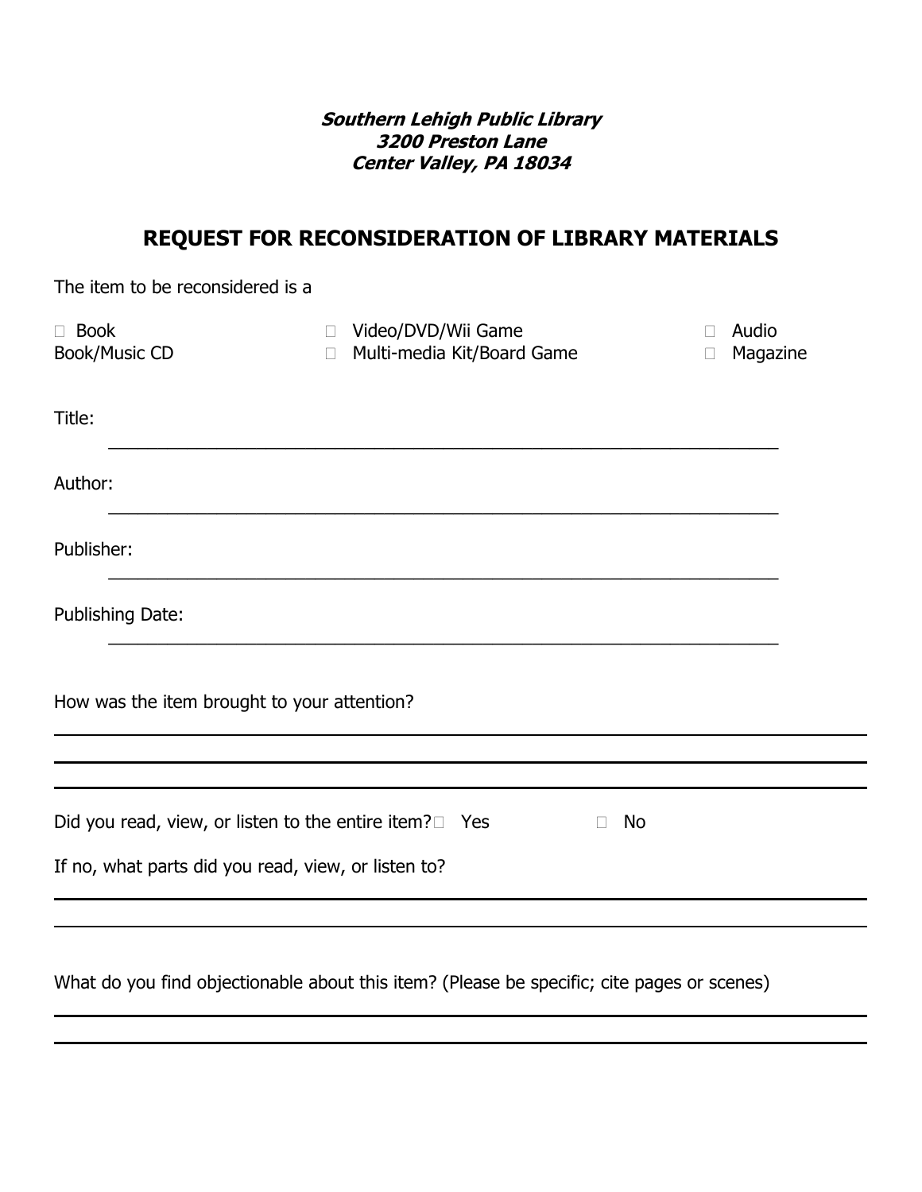***Southern Lehigh Public Library***
***3200 Preston Lane***
***Center Valley, PA 18034***

## REQUEST FOR RECONSIDERATION OF LIBRARY MATERIALS

The item to be reconsidered is a

- ☐ Book
- ☐ Video/DVD/Wii Game
- ☐ Audio Book/Music CD
- ☐ Multi-media Kit/Board Game
- ☐ Magazine

Title: ____________________________________________________________

Author: ____________________________________________________________

Publisher: ____________________________________________________________

Publishing Date: ____________________________________________________________

How was the item brought to your attention?

____________________________________________________________

____________________________________________________________

____________________________________________________________

Did you read, view, or listen to the entire item? ☐ Yes ☐ No

If no, what parts did you read, view, or listen to?

____________________________________________________________

____________________________________________________________

What do you find objectionable about this item? (Please be specific; cite pages or scenes)

____________________________________________________________

____________________________________________________________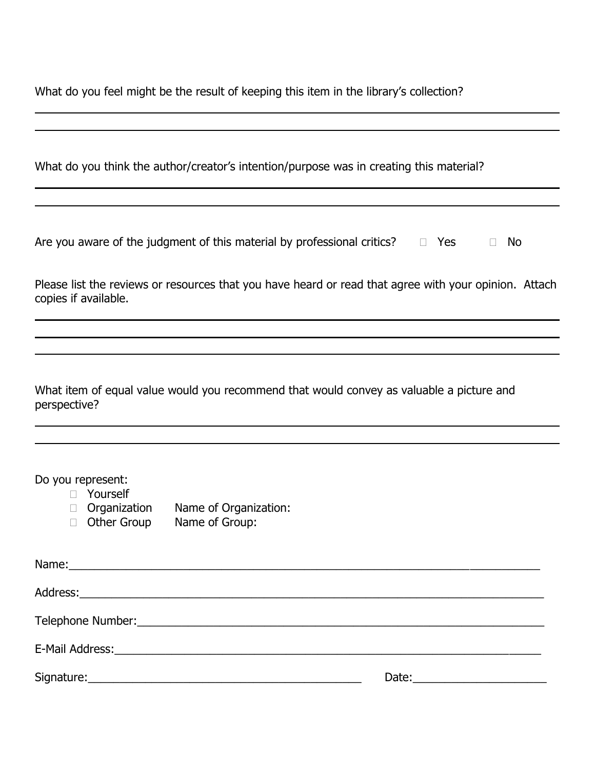What do you feel might be the result of keeping this item in the library's collection?

\_\_\_\_\_\_\_\_\_\_\_\_\_\_\_\_\_\_\_\_\_\_\_\_\_\_\_\_\_\_\_\_\_\_\_\_\_\_\_\_\_\_\_\_\_\_\_\_\_\_\_\_\_\_\_\_\_\_\_\_\_\_\_\_\_\_\_\_\_\_\_\_\_\_\_\_\_\_

\_\_\_\_\_\_\_\_\_\_\_\_\_\_\_\_\_\_\_\_\_\_\_\_\_\_\_\_\_\_\_\_\_\_\_\_\_\_\_\_\_\_\_\_\_\_\_\_\_\_\_\_\_\_\_\_\_\_\_\_\_\_\_\_\_\_\_\_\_\_\_\_\_\_\_\_\_\_

What do you think the author/creator's intention/purpose was in creating this material?

\_\_\_\_\_\_\_\_\_\_\_\_\_\_\_\_\_\_\_\_\_\_\_\_\_\_\_\_\_\_\_\_\_\_\_\_\_\_\_\_\_\_\_\_\_\_\_\_\_\_\_\_\_\_\_\_\_\_\_\_\_\_\_\_\_\_\_\_\_\_\_\_\_\_\_\_\_\_

\_\_\_\_\_\_\_\_\_\_\_\_\_\_\_\_\_\_\_\_\_\_\_\_\_\_\_\_\_\_\_\_\_\_\_\_\_\_\_\_\_\_\_\_\_\_\_\_\_\_\_\_\_\_\_\_\_\_\_\_\_\_\_\_\_\_\_\_\_\_\_\_\_\_\_\_\_\_

Are you aware of the judgment of this material by professional critics? ☐ Yes ☐ No

Please list the reviews or resources that you have heard or read that agree with your opinion. Attach copies if available.

\_\_\_\_\_\_\_\_\_\_\_\_\_\_\_\_\_\_\_\_\_\_\_\_\_\_\_\_\_\_\_\_\_\_\_\_\_\_\_\_\_\_\_\_\_\_\_\_\_\_\_\_\_\_\_\_\_\_\_\_\_\_\_\_\_\_\_\_\_\_\_\_\_\_\_\_\_\_

\_\_\_\_\_\_\_\_\_\_\_\_\_\_\_\_\_\_\_\_\_\_\_\_\_\_\_\_\_\_\_\_\_\_\_\_\_\_\_\_\_\_\_\_\_\_\_\_\_\_\_\_\_\_\_\_\_\_\_\_\_\_\_\_\_\_\_\_\_\_\_\_\_\_\_\_\_\_

\_\_\_\_\_\_\_\_\_\_\_\_\_\_\_\_\_\_\_\_\_\_\_\_\_\_\_\_\_\_\_\_\_\_\_\_\_\_\_\_\_\_\_\_\_\_\_\_\_\_\_\_\_\_\_\_\_\_\_\_\_\_\_\_\_\_\_\_\_\_\_\_\_\_\_\_\_\_

What item of equal value would you recommend that would convey as valuable a picture and perspective?

\_\_\_\_\_\_\_\_\_\_\_\_\_\_\_\_\_\_\_\_\_\_\_\_\_\_\_\_\_\_\_\_\_\_\_\_\_\_\_\_\_\_\_\_\_\_\_\_\_\_\_\_\_\_\_\_\_\_\_\_\_\_\_\_\_\_\_\_\_\_\_\_\_\_\_\_\_\_

\_\_\_\_\_\_\_\_\_\_\_\_\_\_\_\_\_\_\_\_\_\_\_\_\_\_\_\_\_\_\_\_\_\_\_\_\_\_\_\_\_\_\_\_\_\_\_\_\_\_\_\_\_\_\_\_\_\_\_\_\_\_\_\_\_\_\_\_\_\_\_\_\_\_\_\_\_\_

Do you represent:

- ☐ Yourself
- ☐ Organization Name of Organization:
- ☐ Other Group Name of Group:

Name:\_\_\_\_\_\_\_\_\_\_\_\_\_\_\_\_\_\_\_\_\_\_\_\_\_\_\_\_\_\_\_\_\_\_\_\_\_\_\_\_\_\_\_\_\_\_\_\_\_\_\_\_\_\_\_\_\_\_\_\_\_\_\_\_\_\_\_\_\_\_\_\_

Address:\_\_\_\_\_\_\_\_\_\_\_\_\_\_\_\_\_\_\_\_\_\_\_\_\_\_\_\_\_\_\_\_\_\_\_\_\_\_\_\_\_\_\_\_\_\_\_\_\_\_\_\_\_\_\_\_\_\_\_\_\_\_\_\_\_\_\_\_\_\_

Telephone Number:\_\_\_\_\_\_\_\_\_\_\_\_\_\_\_\_\_\_\_\_\_\_\_\_\_\_\_\_\_\_\_\_\_\_\_\_\_\_\_\_\_\_\_\_\_\_\_\_\_\_\_\_\_\_\_\_\_\_\_\_\_

E-Mail Address:\_\_\_\_\_\_\_\_\_\_\_\_\_\_\_\_\_\_\_\_\_\_\_\_\_\_\_\_\_\_\_\_\_\_\_\_\_\_\_\_\_\_\_\_\_\_\_\_\_\_\_\_\_\_\_\_\_\_\_\_\_\_\_

Signature:\_\_\_\_\_\_\_\_\_\_\_\_\_\_\_\_\_\_\_\_\_\_\_\_\_\_\_\_\_\_\_\_\_\_\_\_\_\_\_\_\_\_\_ Date:\_\_\_\_\_\_\_\_\_\_\_\_\_\_\_\_\_\_\_\_\_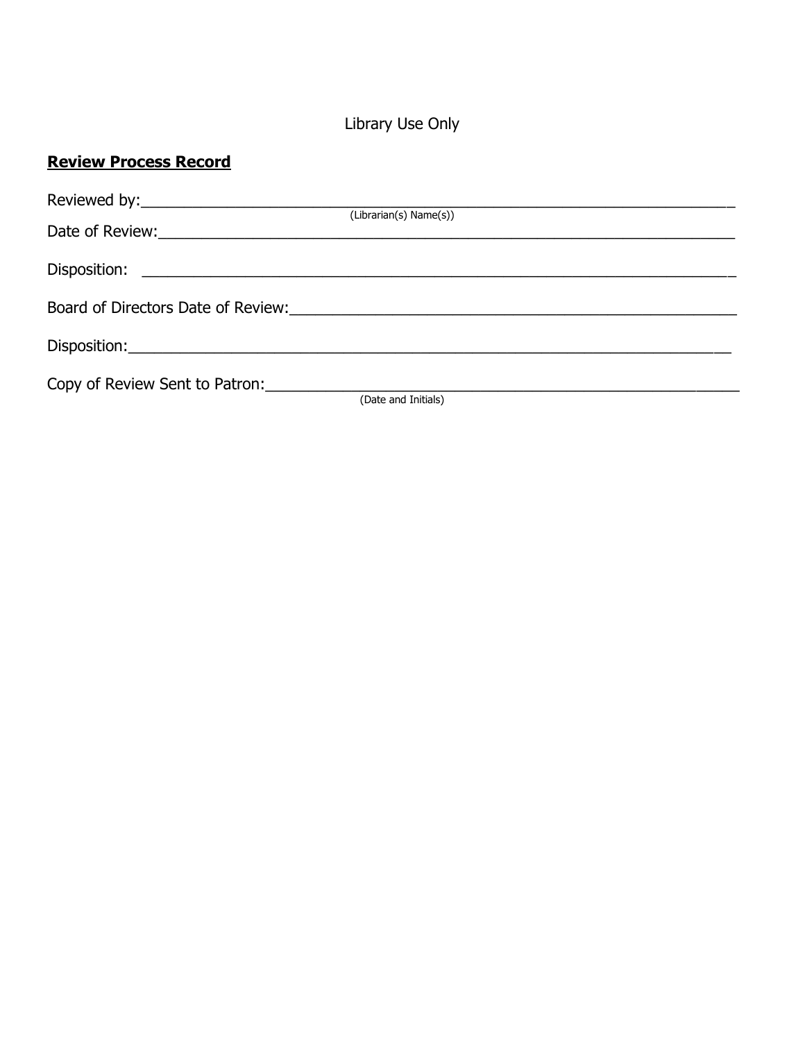Library Use Only

**Review Process Record**

Reviewed by:_______________________________________________________________
(Librarian(s) Name(s))

Date of Review:_____________________________________________________________

Disposition: _______________________________________________________________

Board of Directors Date of Review:___________________________________________

Disposition:________________________________________________________________

Copy of Review Sent to Patron:______________________________________________
(Date and Initials)